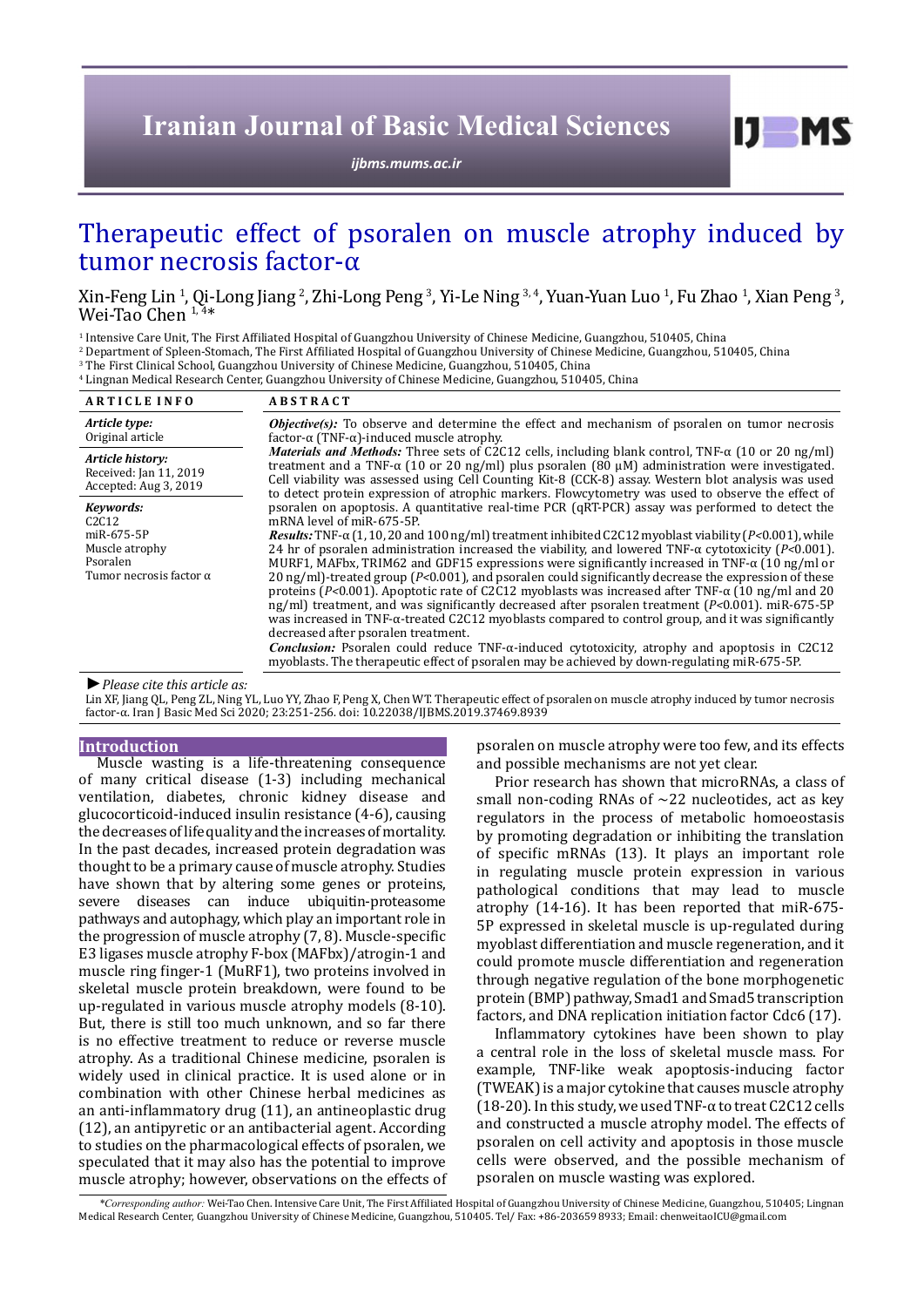# Therapeutic effect of psoralen on muscle atrophy induced by tumor necrosis factor-α

Xin-Feng Lin [1], Qi-Long Jiang [2], Zhi-Long Peng [3], Yi-Le Ning [3, 4], Yuan-Yuan Luo [1], Fu Zhao [1], Xian Peng [3], Wei-Tao Chen [1, 4]*

[1] Intensive Care Unit, The First Affiliated Hospital of Guangzhou University of Chinese Medicine, Guangzhou, 510405, China
[2] Department of Spleen-Stomach, The First Affiliated Hospital of Guangzhou University of Chinese Medicine, Guangzhou, 510405, China
[3] The First Clinical School, Guangzhou University of Chinese Medicine, Guangzhou, 510405, China
[4] Lingnan Medical Research Center, Guangzhou University of Chinese Medicine, Guangzhou, 510405, China

## ARTICLE INFO

*Article type:*
Original article

*Article history:*
Received: Jan 11, 2019
Accepted: Aug 3, 2019

*Keywords:*
C2C12
miR-675-5P
Muscle atrophy
Psoralen
Tumor necrosis factor α

## ABSTRACT

***Objective(s):*** To observe and determine the effect and mechanism of psoralen on tumor necrosis factor-α (TNF-α)-induced muscle atrophy.

***Materials and Methods:*** Three sets of C2C12 cells, including blank control, TNF-α (10 or 20 ng/ml) treatment and a TNF-α (10 or 20 ng/ml) plus psoralen (80 μM) administration were investigated. Cell viability was assessed using Cell Counting Kit-8 (CCK-8) assay. Western blot analysis was used to detect protein expression of atrophic markers. Flowcytometry was used to observe the effect of psoralen on apoptosis. A quantitative real-time PCR (qRT-PCR) assay was performed to detect the mRNA level of miR-675-5P.

***Results:*** TNF-α (1, 10, 20 and 100 ng/ml) treatment inhibited C2C12 myoblast viability (*P*<0.001), while 24 hr of psoralen administration increased the viability, and lowered TNF-α cytotoxicity (*P*<0.001). MURF1, MAFbx, TRIM62 and GDF15 expressions were significantly increased in TNF-α (10 ng/ml or 20 ng/ml)-treated group (*P*<0.001), and psoralen could significantly decrease the expression of these proteins (*P*<0.001). Apoptotic rate of C2C12 myoblasts was increased after TNF-α (10 ng/ml and 20 ng/ml) treatment, and was significantly decreased after psoralen treatment (*P*<0.001). miR-675-5P was increased in TNF-α-treated C2C12 myoblasts compared to control group, and it was significantly decreased after psoralen treatment.

***Conclusion:*** Psoralen could reduce TNF-α-induced cytotoxicity, atrophy and apoptosis in C2C12 myoblasts. The therapeutic effect of psoralen may be achieved by down-regulating miR-675-5P.

► *Please cite this article as:*

Lin XF, Jiang QL, Peng ZL, Ning YL, Luo YY, Zhao F, Peng X, Chen WT. Therapeutic effect of psoralen on muscle atrophy induced by tumor necrosis factor-α. Iran J Basic Med Sci 2020; 23:251-256. doi: 10.22038/IJBMS.2019.37469.8939

## Introduction

Muscle wasting is a life-threatening consequence of many critical disease (1-3) including mechanical ventilation, diabetes, chronic kidney disease and glucocorticoid-induced insulin resistance (4-6), causing the decreases of life quality and the increases of mortality. In the past decades, increased protein degradation was thought to be a primary cause of muscle atrophy. Studies have shown that by altering some genes or proteins, severe diseases can induce ubiquitin-proteasome pathways and autophagy, which play an important role in the progression of muscle atrophy (7, 8). Muscle-specific E3 ligases muscle atrophy F-box (MAFbx)/atrogin-1 and muscle ring finger-1 (MuRF1), two proteins involved in skeletal muscle protein breakdown, were found to be up-regulated in various muscle atrophy models (8-10). But, there is still too much unknown, and so far there is no effective treatment to reduce or reverse muscle atrophy. As a traditional Chinese medicine, psoralen is widely used in clinical practice. It is used alone or in combination with other Chinese herbal medicines as an anti-inflammatory drug (11), an antineoplastic drug (12), an antipyretic or an antibacterial agent. According to studies on the pharmacological effects of psoralen, we speculated that it may also has the potential to improve muscle atrophy; however, observations on the effects of psoralen on muscle atrophy were too few, and its effects and possible mechanisms are not yet clear.

Prior research has shown that microRNAs, a class of small non-coding RNAs of ~22 nucleotides, act as key regulators in the process of metabolic homoeostasis by promoting degradation or inhibiting the translation of specific mRNAs (13). It plays an important role in regulating muscle protein expression in various pathological conditions that may lead to muscle atrophy (14-16). It has been reported that miR-675-5P expressed in skeletal muscle is up-regulated during myoblast differentiation and muscle regeneration, and it could promote muscle differentiation and regeneration through negative regulation of the bone morphogenetic protein (BMP) pathway, Smad1 and Smad5 transcription factors, and DNA replication initiation factor Cdc6 (17).

Inflammatory cytokines have been shown to play a central role in the loss of skeletal muscle mass. For example, TNF-like weak apoptosis-inducing factor (TWEAK) is a major cytokine that causes muscle atrophy (18-20). In this study, we used TNF-α to treat C2C12 cells and constructed a muscle atrophy model. The effects of psoralen on cell activity and apoptosis in those muscle cells were observed, and the possible mechanism of psoralen on muscle wasting was explored.

*Corresponding author: Wei-Tao Chen. Intensive Care Unit, The First Affiliated Hospital of Guangzhou University of Chinese Medicine, Guangzhou, 510405; Lingnan Medical Research Center, Guangzhou University of Chinese Medicine, Guangzhou, 510405. Tel/ Fax: +86-203659 8933; Email: chenweitaoICU@gmail.com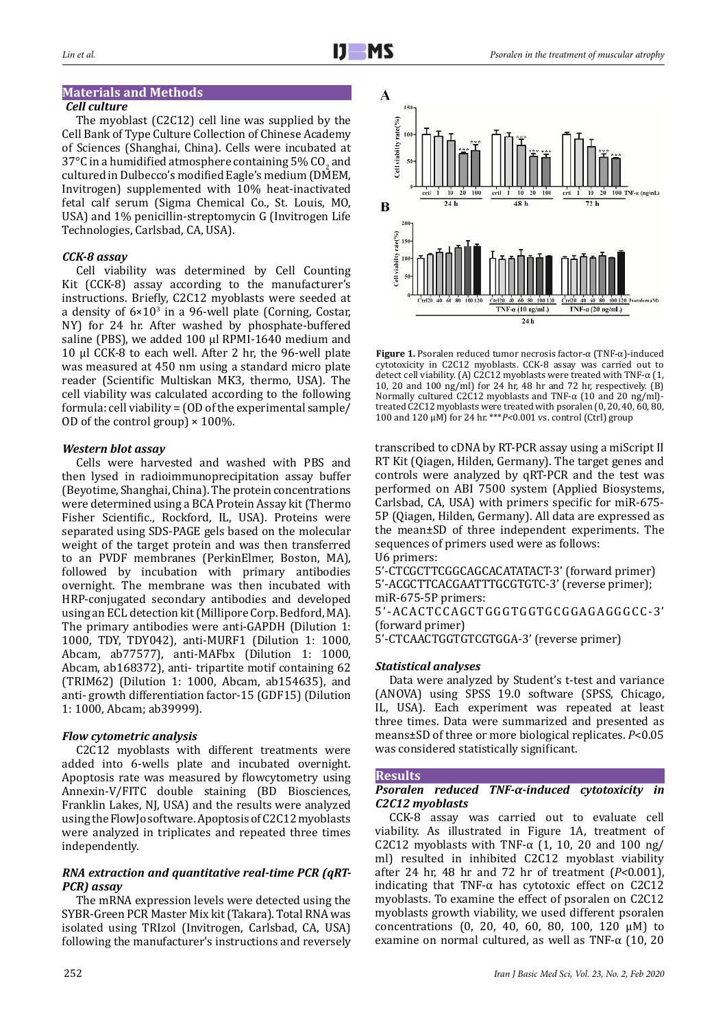## Materials and Methods

### Cell culture

The myoblast (C2C12) cell line was supplied by the Cell Bank of Type Culture Collection of Chinese Academy of Sciences (Shanghai, China). Cells were incubated at 37°C in a humidified atmosphere containing 5% $CO_2$ and cultured in Dulbecco's modified Eagle's medium (DMEM, Invitrogen) supplemented with 10% heat-inactivated fetal calf serum (Sigma Chemical Co., St. Louis, MO, USA) and 1% penicillin-streptomycin G (Invitrogen Life Technologies, Carlsbad, CA, USA).

### CCK-8 assay

Cell viability was determined by Cell Counting Kit (CCK-8) assay according to the manufacturer's instructions. Briefly, C2C12 myoblasts were seeded at a density of $6\times10^3$ in a 96-well plate (Corning, Costar, NY) for 24 hr. After washed by phosphate-buffered saline (PBS), we added 100 µl RPMI-1640 medium and 10 µl CCK-8 to each well. After 2 hr, the 96-well plate was measured at 450 nm using a standard micro plate reader (Scientific Multiskan MK3, thermo, USA). The cell viability was calculated according to the following formula: cell viability = (OD of the experimental sample/ OD of the control group) × 100%.

### Western blot assay

Cells were harvested and washed with PBS and then lysed in radioimmunoprecipitation assay buffer (Beyotime, Shanghai, China). The protein concentrations were determined using a BCA Protein Assay kit (Thermo Fisher Scientific., Rockford, IL, USA). Proteins were separated using SDS-PAGE gels based on the molecular weight of the target protein and was then transferred to an PVDF membranes (PerkinElmer, Boston, MA), followed by incubation with primary antibodies overnight. The membrane was then incubated with HRP-conjugated secondary antibodies and developed using an ECL detection kit (Millipore Corp. Bedford, MA). The primary antibodies were anti-GAPDH (Dilution 1: 1000, TDY, TDY042), anti-MURF1 (Dilution 1: 1000, Abcam, ab77577), anti-MAFbx (Dilution 1: 1000, Abcam, ab168372), anti- tripartite motif containing 62 (TRIM62) (Dilution 1: 1000, Abcam, ab154635), and anti- growth differentiation factor-15 (GDF15) (Dilution 1: 1000, Abcam; ab39999).

### Flow cytometric analysis

C2C12 myoblasts with different treatments were added into 6-wells plate and incubated overnight. Apoptosis rate was measured by flowcytometry using Annexin-V/FITC double staining (BD Biosciences, Franklin Lakes, NJ, USA) and the results were analyzed using the FlowJo software. Apoptosis of C2C12 myoblasts were analyzed in triplicates and repeated three times independently.

### RNA extraction and quantitative real-time PCR (qRT-PCR) assay

The mRNA expression levels were detected using the SYBR-Green PCR Master Mix kit (Takara). Total RNA was isolated using TRIzol (Invitrogen, Carlsbad, CA, USA) following the manufacturer's instructions and reversely transcribed to cDNA by RT-PCR assay using a miScript II RT Kit (Qiagen, Hilden, Germany). The target genes and controls were analyzed by qRT-PCR and the test was performed on ABI 7500 system (Applied Biosystems, Carlsbad, CA, USA) with primers specific for miR-675-5P (Qiagen, Hilden, Germany). All data are expressed as the mean±SD of three independent experiments. The sequences of primers used were as follows:

U6 primers:
5'-CTCGCTTCGGCAGCACATATACT-3' (forward primer)
5'-ACGCTTCACGAATTTGCGTGTC-3' (reverse primer);
miR-675-5P primers:
5'-ACACTCCAGCTGGGTGGTGCGGAGAGGGCC-3' (forward primer)
5'-CTCAACTGGTGTCGTGGA-3' (reverse primer)

### Statistical analyses

Data were analyzed by Student's t-test and variance (ANOVA) using SPSS 19.0 software (SPSS, Chicago, IL, USA). Each experiment was repeated at least three times. Data were summarized and presented as means±SD of three or more biological replicates. $P<0.05$ was considered statistically significant.

**Figure 1.** Psoralen reduced tumor necrosis factor-α (TNF-α)-induced cytotoxicity in C2C12 myoblasts. CCK-8 assay was carried out to detect cell viability. (A) C2C12 myoblasts were treated with TNF-α (1, 10, 20 and 100 ng/ml) for 24 hr, 48 hr and 72 hr, respectively. (B) Normally cultured C2C12 myoblasts and TNF-α (10 and 20 ng/ml)-treated C2C12 myoblasts were treated with psoralen (0, 20, 40, 60, 80, 100 and 120 µM) for 24 hr. ****P*<0.001 vs. control (Ctrl) group

## Results

### Psoralen reduced TNF-α-induced cytotoxicity in C2C12 myoblasts

CCK-8 assay was carried out to evaluate cell viability. As illustrated in Figure 1A, treatment of C2C12 myoblasts with TNF-α (1, 10, 20 and 100 ng/ml) resulted in inhibited C2C12 myoblast viability after 24 hr, 48 hr and 72 hr of treatment ($P<0.001$), indicating that TNF-α has cytotoxic effect on C2C12 myoblasts. To examine the effect of psoralen on C2C12 myoblasts growth viability, we used different psoralen concentrations (0, 20, 40, 60, 80, 100, 120 µM) to examine on normal cultured, as well as TNF-α (10, 20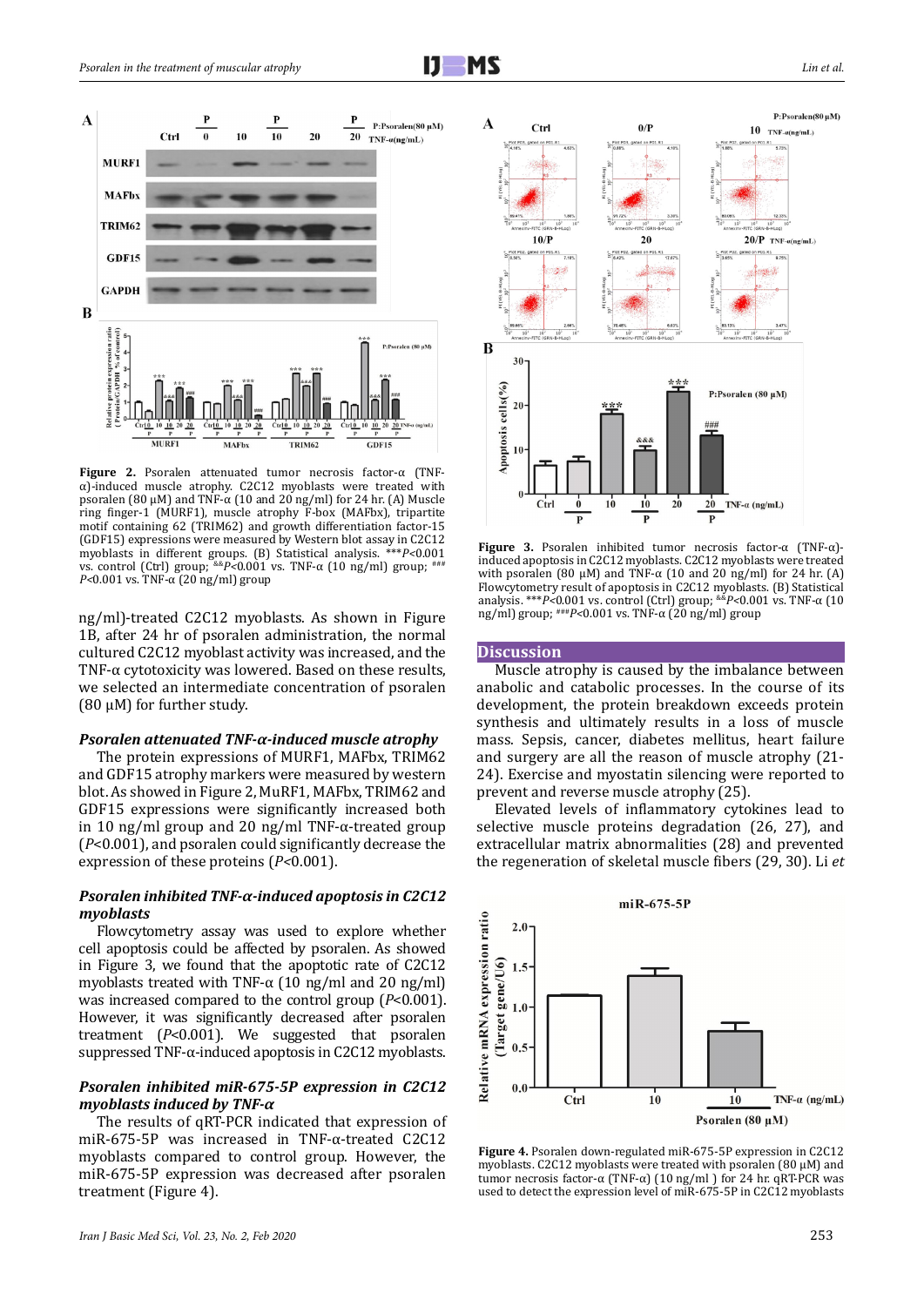**Figure 2.** Psoralen attenuated tumor necrosis factor-α (TNF-α)-induced muscle atrophy. C2C12 myoblasts were treated with psoralen (80 μM) and TNF-α (10 and 20 ng/ml) for 24 hr. (A) Muscle ring finger-1 (MURF1), muscle atrophy F-box (MAFbx), tripartite motif containing 62 (TRIM62) and growth differentiation factor-15 (GDF15) expressions were measured by Western blot assay in C2C12 myoblasts in different groups. (B) Statistical analysis. ***$P$<0.001 vs. control (Ctrl) group; &&$P$<0.001 vs. TNF-α (10 ng/ml) group; ###$P$<0.001 vs. TNF-α (20 ng/ml) group

ng/ml)-treated C2C12 myoblasts. As shown in Figure 1B, after 24 hr of psoralen administration, the normal cultured C2C12 myoblast activity was increased, and the TNF-α cytotoxicity was lowered. Based on these results, we selected an intermediate concentration of psoralen (80 μM) for further study.

### *Psoralen attenuated TNF-α-induced muscle atrophy*

The protein expressions of MURF1, MAFbx, TRIM62 and GDF15 atrophy markers were measured by western blot. As showed in Figure 2, MuRF1, MAFbx, TRIM62 and GDF15 expressions significantly increased both in 10 ng/ml group and 20 ng/ml TNF-α-treated group ($P$<0.001), and psoralen could significantly decrease the expression of these proteins ($P$<0.001).

### *Psoralen inhibited TNF-α-induced apoptosis in C2C12 myoblasts*

Flowcytometry assay was used to explore whether cell apoptosis could be affected by psoralen. As showed in Figure 3, we found that the apoptotic rate of C2C12 myoblasts treated with TNF-α (10 ng/ml and 20 ng/ml) was increased compared to the control group ($P$<0.001). However, it was significantly decreased after psoralen treatment ($P$<0.001). We suggested that psoralen suppressed TNF-α-induced apoptosis in C2C12 myoblasts.

### *Psoralen inhibited miR-675-5P expression in C2C12 myoblasts induced by TNF-α*

The results of qRT-PCR indicated that expression of miR-675-5P was increased in TNF-α-treated C2C12 myoblasts compared to control group. However, the miR-675-5P expression was decreased after psoralen treatment (Figure 4).

**Figure 3.** Psoralen inhibited tumor necrosis factor-α (TNF-α)-induced apoptosis in C2C12 myoblasts. C2C12 myoblasts were treated with psoralen (80 μM) and TNF-α (10 and 20 ng/ml) for 24 hr. (A) Flowcytometry result of apoptosis in C2C12 myoblasts. (B) Statistical analysis. ***$P$<0.001 vs. control (Ctrl) group; &&$P$<0.001 vs. TNF-α (10 ng/ml) group; ###$P$<0.001 vs. TNF-α (20 ng/ml) group

## Discussion

Muscle atrophy is caused by the imbalance between anabolic and catabolic processes. In the course of its development, the protein breakdown exceeds protein synthesis and ultimately results in a loss of muscle mass. Sepsis, cancer, diabetes mellitus, heart failure and surgery are all the reason of muscle atrophy (21-24). Exercise and myostatin silencing were reported to prevent and reverse muscle atrophy (25).

Elevated levels of inflammatory cytokines lead to selective muscle proteins degradation (26, 27), and extracellular matrix abnormalities (28) and prevented the regeneration of skeletal muscle fibers (29, 30). Li *et*

**Figure 4.** Psoralen down-regulated miR-675-5P expression in C2C12 myoblasts. C2C12 myoblasts were treated with psoralen (80 μM) and tumor necrosis factor-α (TNF-α) (10 ng/ml ) for 24 hr. qRT-PCR was used to detect the expression level of miR-675-5P in C2C12 myoblasts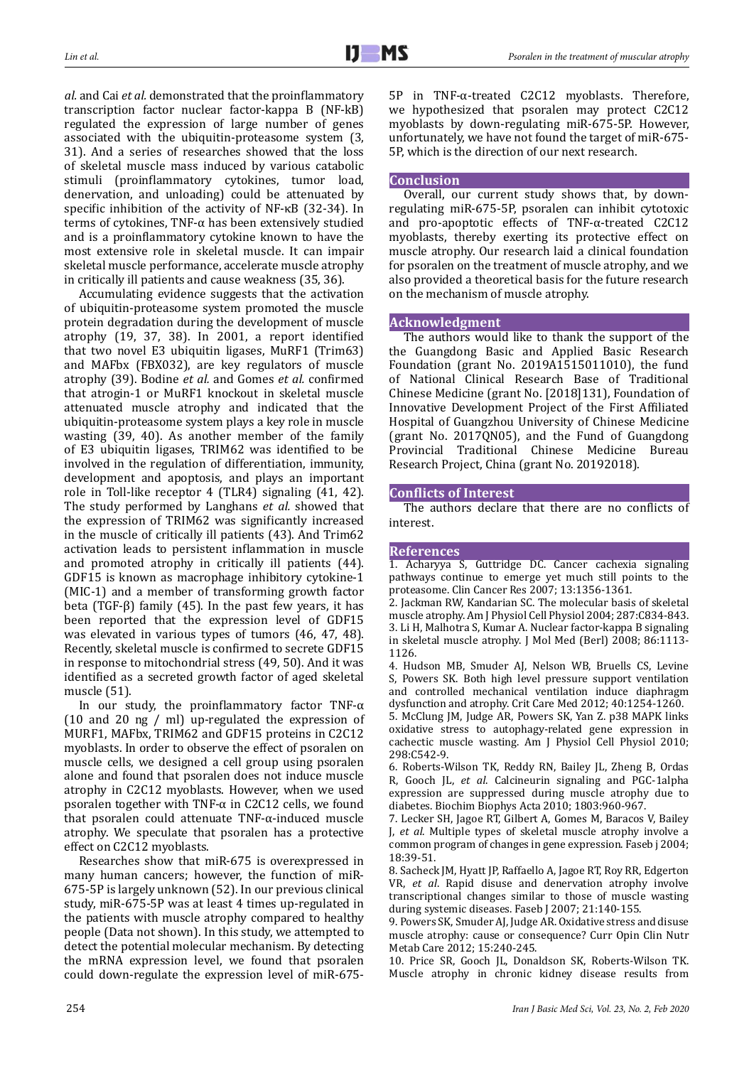*al.* and Cai *et al.* demonstrated that the proinflammatory transcription factor nuclear factor-kappa B (NF-kB) regulated the expression of large number of genes associated with the ubiquitin-proteasome system (3, 31). And a series of researches showed that the loss of skeletal muscle mass induced by various catabolic stimuli (proinflammatory cytokines, tumor load, denervation, and unloading) could be attenuated by specific inhibition of the activity of NF-κB (32-34). In terms of cytokines, TNF-α has been extensively studied and is a proinflammatory cytokine known to have the most extensive role in skeletal muscle. It can impair skeletal muscle performance, accelerate muscle atrophy in critically ill patients and cause weakness (35, 36).

Accumulating evidence suggests that the activation of ubiquitin-proteasome system promoted the muscle protein degradation during the development of muscle atrophy (19, 37, 38). In 2001, a report identified that two novel E3 ubiquitin ligases, MuRF1 (Trim63) and MAFbx (FBX032), are key regulators of muscle atrophy (39). Bodine *et al.* and Gomes *et al.* confirmed that atrogin-1 or MuRF1 knockout in skeletal muscle attenuated muscle atrophy and indicated that the ubiquitin-proteasome system plays a key role in muscle wasting (39, 40). As another member of the family of E3 ubiquitin ligases, TRIM62 was identified to be involved in the regulation of differentiation, immunity, development and apoptosis, and plays an important role in Toll-like receptor 4 (TLR4) signaling (41, 42). The study performed by Langhans *et al.* showed that the expression of TRIM62 was significantly increased in the muscle of critically ill patients (43). And Trim62 activation leads to persistent inflammation in muscle and promoted atrophy in critically ill patients (44). GDF15 is known as macrophage inhibitory cytokine-1 (MIC-1) and a member of transforming growth factor beta (TGF-β) family (45). In the past few years, it has been reported that the expression level of GDF15 was elevated in various types of tumors (46, 47, 48). Recently, skeletal muscle is confirmed to secrete GDF15 in response to mitochondrial stress (49, 50). And it was identified as a secreted growth factor of aged skeletal muscle (51).

In our study, the proinflammatory factor TNF-α (10 and 20 ng / ml) up-regulated the expression of MURF1, MAFbx, TRIM62 and GDF15 proteins in C2C12 myoblasts. In order to observe the effect of psoralen on muscle cells, we designed a cell group using psoralen alone and found that psoralen does not induce muscle atrophy in C2C12 myoblasts. However, when we used psoralen together with TNF-α in C2C12 cells, we found that psoralen could attenuate TNF-α-induced muscle atrophy. We speculate that psoralen has a protective effect on C2C12 myoblasts.

Researches show that miR-675 is overexpressed in many human cancers; however, the function of miR-675-5P is largely unknown (52). In our previous clinical study, miR-675-5P was at least 4 times up-regulated in the patients with muscle atrophy compared to healthy people (Data not shown). In this study, we attempted to detect the potential molecular mechanism. By detecting the mRNA expression level, we found that psoralen could down-regulate the expression level of miR-675-5P in TNF-α-treated C2C12 myoblasts. Therefore, we hypothesized that psoralen may protect C2C12 myoblasts by down-regulating miR-675-5P. However, unfortunately, we have not found the target of miR-675-5P, which is the direction of our next research.

## Conclusion

Overall, our current study shows that, by down-regulating miR-675-5P, psoralen can inhibit cytotoxic and pro-apoptotic effects of TNF-α-treated C2C12 myoblasts, thereby exerting its protective effect on muscle atrophy. Our research laid a clinical foundation for psoralen on the treatment of muscle atrophy, and we also provided a theoretical basis for the future research on the mechanism of muscle atrophy.

## Acknowledgment

The authors would like to thank the support of the the Guangdong Basic and Applied Basic Research Foundation (grant No. 2019A1515011010), the fund of National Clinical Research Base of Traditional Chinese Medicine (grant No. [2018]131), Foundation of Innovative Development Project of the First Affiliated Hospital of Guangzhou University of Chinese Medicine (grant No. 2017QN05), and the Fund of Guangdong Provincial Traditional Chinese Medicine Bureau Research Project, China (grant No. 20192018).

## Conflicts of Interest

The authors declare that there are no conflicts of interest.

## References

1. Acharyya S, Guttridge DC. Cancer cachexia signaling pathways continue to emerge yet much still points to the proteasome. Clin Cancer Res 2007; 13:1356-1361.
2. Jackman RW, Kandarian SC. The molecular basis of skeletal muscle atrophy. Am J Physiol Cell Physiol 2004; 287:C834-843.
3. Li H, Malhotra S, Kumar A. Nuclear factor-kappa B signaling in skeletal muscle atrophy. J Mol Med (Berl) 2008; 86:1113-1126.
4. Hudson MB, Smuder AJ, Nelson WB, Bruells CS, Levine S, Powers SK. Both high level pressure support ventilation and controlled mechanical ventilation induce diaphragm dysfunction and atrophy. Crit Care Med 2012; 40:1254-1260.
5. McClung JM, Judge AR, Powers SK, Yan Z. p38 MAPK links oxidative stress to autophagy-related gene expression in cachectic muscle wasting. Am J Physiol Cell Physiol 2010; 298:C542-9.
6. Roberts-Wilson TK, Reddy RN, Bailey JL, Zheng B, Ordas R, Gooch JL, *et al.* Calcineurin signaling and PGC-1alpha expression are suppressed during muscle atrophy due to diabetes. Biochim Biophys Acta 2010; 1803:960-967.
7. Lecker SH, Jagoe RT, Gilbert A, Gomes M, Baracos V, Bailey J, *et al.* Multiple types of skeletal muscle atrophy involve a common program of changes in gene expression. Faseb j 2004; 18:39-51.
8. Sacheck JM, Hyatt JP, Raffaello A, Jagoe RT, Roy RR, Edgerton VR, *et al*. Rapid disuse and denervation atrophy involve transcriptional changes similar to those of muscle wasting during systemic diseases. Faseb J 2007; 21:140-155.
9. Powers SK, Smuder AJ, Judge AR. Oxidative stress and disuse muscle atrophy: cause or consequence? Curr Opin Clin Nutr Metab Care 2012; 15:240-245.
10. Price SR, Gooch JL, Donaldson SK, Roberts-Wilson TK. Muscle atrophy in chronic kidney disease results from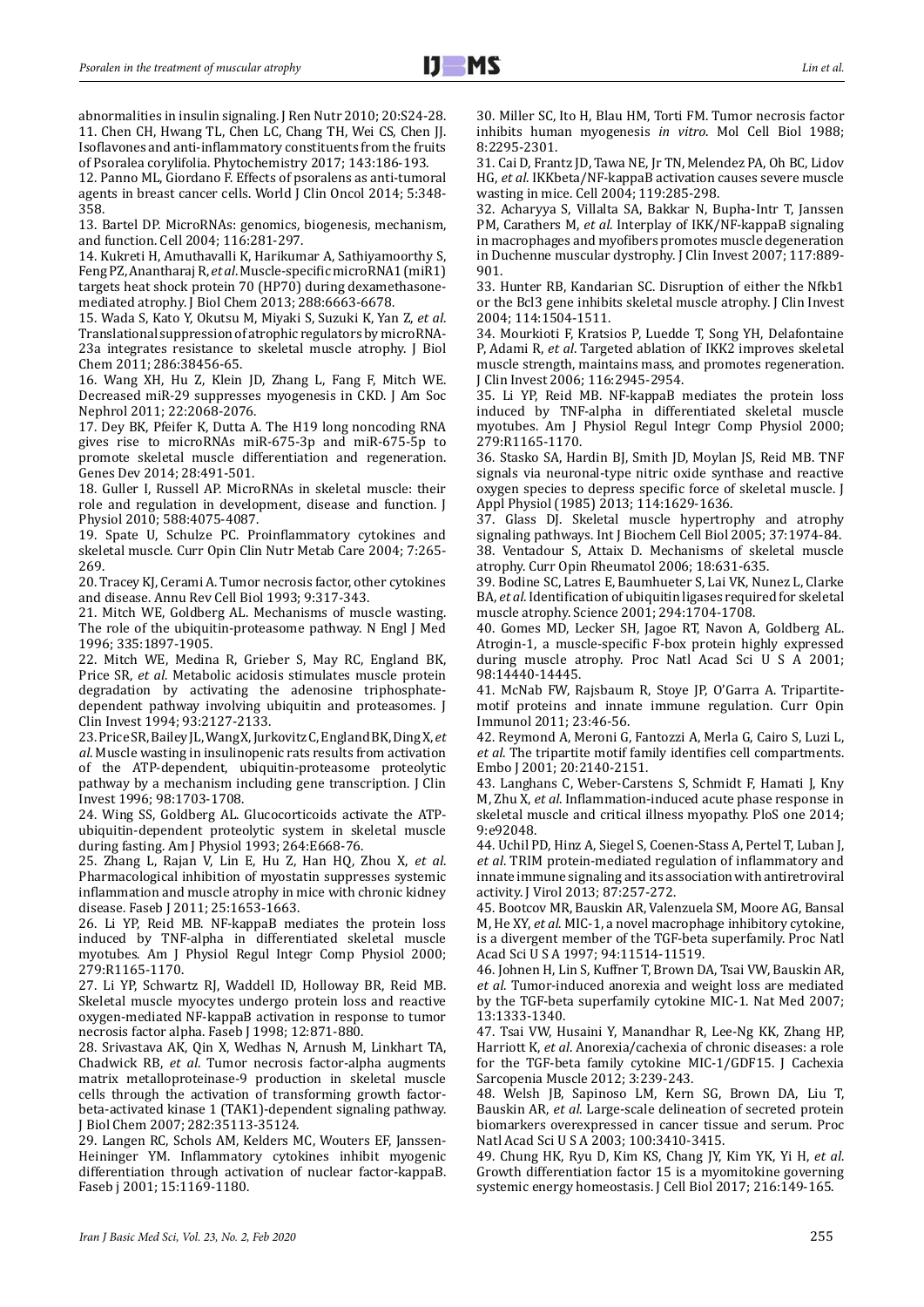abnormalities in insulin signaling. J Ren Nutr 2010; 20:S24-28.

11. Chen CH, Hwang TL, Chen LC, Chang TH, Wei CS, Chen JJ. Isoflavones and anti-inflammatory constituents from the fruits of Psoralea corylifolia. Phytochemistry 2017; 143:186-193.

12. Panno ML, Giordano F. Effects of psoralens as anti-tumoral agents in breast cancer cells. World J Clin Oncol 2014; 5:348-358.

13. Bartel DP. MicroRNAs: genomics, biogenesis, mechanism, and function. Cell 2004; 116:281-297.

14. Kukreti H, Amuthavalli K, Harikumar A, Sathiyamoorthy S, Feng PZ, Anantharaj R, *et al*. Muscle-specific microRNA1 (miR1) targets heat shock protein 70 (HP70) during dexamethasone-mediated atrophy. J Biol Chem 2013; 288:6663-6678.

15. Wada S, Kato Y, Okutsu M, Miyaki S, Suzuki K, Yan Z, *et al*. Translational suppression of atrophic regulators by microRNA-23a integrates resistance to skeletal muscle atrophy. J Biol Chem 2011; 286:38456-65.

16. Wang XH, Hu Z, Klein JD, Zhang L, Fang F, Mitch WE. Decreased miR-29 suppresses myogenesis in CKD. J Am Soc Nephrol 2011; 22:2068-2076.

17. Dey BK, Pfeifer K, Dutta A. The H19 long noncoding RNA gives rise to microRNAs miR-675-3p and miR-675-5p to promote skeletal muscle differentiation and regeneration. Genes Dev 2014; 28:491-501.

18. Guller I, Russell AP. MicroRNAs in skeletal muscle: their role and regulation in development, disease and function. J Physiol 2010; 588:4075-4087.

19. Spate U, Schulze PC. Proinflammatory cytokines and skeletal muscle. Curr Opin Clin Nutr Metab Care 2004; 7:265-269.

20. Tracey KJ, Cerami A. Tumor necrosis factor, other cytokines and disease. Annu Rev Cell Biol 1993; 9:317-343.

21. Mitch WE, Goldberg AL. Mechanisms of muscle wasting. The role of the ubiquitin-proteasome pathway. N Engl J Med 1996; 335:1897-1905.

22. Mitch WE, Medina R, Grieber S, May RC, England BK, Price SR, *et al*. Metabolic acidosis stimulates muscle protein degradation by activating the adenosine triphosphate-dependent pathway involving ubiquitin and proteasomes. J Clin Invest 1994; 93:2127-2133.

23. Price SR, Bailey JL, Wang X, Jurkovitz C, England BK, Ding X, *et al*. Muscle wasting in insulinopenic rats results from activation of the ATP-dependent, ubiquitin-proteasome proteolytic pathway by a mechanism including gene transcription. J Clin Invest 1996; 98:1703-1708.

24. Wing SS, Goldberg AL. Glucocorticoids activate the ATP-ubiquitin-dependent proteolytic system in skeletal muscle during fasting. Am J Physiol 1993; 264:E668-76.

25. Zhang L, Rajan V, Lin E, Hu Z, Han HQ, Zhou X, *et al*. Pharmacological inhibition of myostatin suppresses systemic inflammation and muscle atrophy in mice with chronic kidney disease. Faseb J 2011; 25:1653-1663.

26. Li YP, Reid MB. NF-kappaB mediates the protein loss induced by TNF-alpha in differentiated skeletal muscle myotubes. Am J Physiol Regul Integr Comp Physiol 2000; 279:R1165-1170.

27. Li YP, Schwartz RJ, Waddell ID, Holloway BR, Reid MB. Skeletal muscle myocytes undergo protein loss and reactive oxygen-mediated NF-kappaB activation in response to tumor necrosis factor alpha. Faseb J 1998; 12:871-880.

28. Srivastava AK, Qin X, Wedhas N, Arnush M, Linkhart TA, Chadwick RB, *et al*. Tumor necrosis factor-alpha augments matrix metalloproteinase-9 production in skeletal muscle cells through the activation of transforming growth factor-beta-activated kinase 1 (TAK1)-dependent signaling pathway. J Biol Chem 2007; 282:35113-35124.

29. Langen RC, Schols AM, Kelders MC, Wouters EF, Janssen-Heininger YM. Inflammatory cytokines inhibit myogenic differentiation through activation of nuclear factor-kappaB. Faseb j 2001; 15:1169-1180.

30. Miller SC, Ito H, Blau HM, Torti FM. Tumor necrosis factor inhibits human myogenesis *in vitro*. Mol Cell Biol 1988; 8:2295-2301.

31. Cai D, Frantz JD, Tawa NE, Jr TN, Melendez PA, Oh BC, Lidov HG, *et al*. IKKbeta/NF-kappaB activation causes severe muscle wasting in mice. Cell 2004; 119:285-298.

32. Acharyya S, Villalta SA, Bakkar N, Bupha-Intr T, Janssen PM, Carathers M, *et al*. Interplay of IKK/NF-kappaB signaling in macrophages and myofibers promotes muscle degeneration in Duchenne muscular dystrophy. J Clin Invest 2007; 117:889-901.

33. Hunter RB, Kandarian SC. Disruption of either the Nfkb1 or the Bcl3 gene inhibits skeletal muscle atrophy. J Clin Invest 2004; 114:1504-1511.

34. Mourkioti F, Kratsios P, Luedde T, Song YH, Delafontaine P, Adami R, *et al*. Targeted ablation of IKK2 improves skeletal muscle strength, maintains mass, and promotes regeneration. J Clin Invest 2006; 116:2945-2954.

35. Li YP, Reid MB. NF-kappaB mediates the protein loss induced by TNF-alpha in differentiated skeletal muscle myotubes. Am J Physiol Regul Integr Comp Physiol 2000; 279:R1165-1170.

36. Stasko SA, Hardin BJ, Smith JD, Moylan JS, Reid MB. TNF signals via neuronal-type nitric oxide synthase and reactive oxygen species to depress specific force of skeletal muscle. J Appl Physiol (1985) 2013; 114:1629-1636.

37. Glass DJ. Skeletal muscle hypertrophy and atrophy signaling pathways. Int J Biochem Cell Biol 2005; 37:1974-84.

38. Ventadour S, Attaix D. Mechanisms of skeletal muscle atrophy. Curr Opin Rheumatol 2006; 18:631-635.

39. Bodine SC, Latres E, Baumhueter S, Lai VK, Nunez L, Clarke BA, *et al*. Identification of ubiquitin ligases required for skeletal muscle atrophy. Science 2001; 294:1704-1708.

40. Gomes MD, Lecker SH, Jagoe RT, Navon A, Goldberg AL. Atrogin-1, a muscle-specific F-box protein highly expressed during muscle atrophy. Proc Natl Acad Sci U S A 2001; 98:14440-14445.

41. McNab FW, Rajsbaum R, Stoye JP, O'Garra A. Tripartite-motif proteins and innate immune regulation. Curr Opin Immunol 2011; 23:46-56.

42. Reymond A, Meroni G, Fantozzi A, Merla G, Cairo S, Luzi L, *et al*. The tripartite motif family identifies cell compartments. Embo J 2001; 20:2140-2151.

43. Langhans C, Weber-Carstens S, Schmidt F, Hamati J, Kny M, Zhu X, *et al*. Inflammation-induced acute phase response in skeletal muscle and critical illness myopathy. PloS one 2014; 9:e92048.

44. Uchil PD, Hinz A, Siegel S, Coenen-Stass A, Pertel T, Luban J, *et al*. TRIM protein-mediated regulation of inflammatory and innate immune signaling and its association with antiretroviral activity. J Virol 2013; 87:257-272.

45. Bootcov MR, Bauskin AR, Valenzuela SM, Moore AG, Bansal M, He XY, *et al*. MIC-1, a novel macrophage inhibitory cytokine, is a divergent member of the TGF-beta superfamily. Proc Natl Acad Sci U S A 1997; 94:11514-11519.

46. Johnen H, Lin S, Kuffner T, Brown DA, Tsai VW, Bauskin AR, *et al*. Tumor-induced anorexia and weight loss are mediated by the TGF-beta superfamily cytokine MIC-1. Nat Med 2007; 13:1333-1340.

47. Tsai VW, Husaini Y, Manandhar R, Lee-Ng KK, Zhang HP, Harriott K, *et al*. Anorexia/cachexia of chronic diseases: a role for the TGF-beta family cytokine MIC-1/GDF15. J Cachexia Sarcopenia Muscle 2012; 3:239-243.

48. Welsh JB, Sapinoso LM, Kern SG, Brown DA, Liu T, Bauskin AR, *et al*. Large-scale delineation of secreted protein biomarkers overexpressed in cancer tissue and serum. Proc Natl Acad Sci U S A 2003; 100:3410-3415.

49. Chung HK, Ryu D, Kim KS, Chang JY, Kim YK, Yi H, *et al*. Growth differentiation factor 15 is a myomitokine governing systemic energy homeostasis. J Cell Biol 2017; 216:149-165.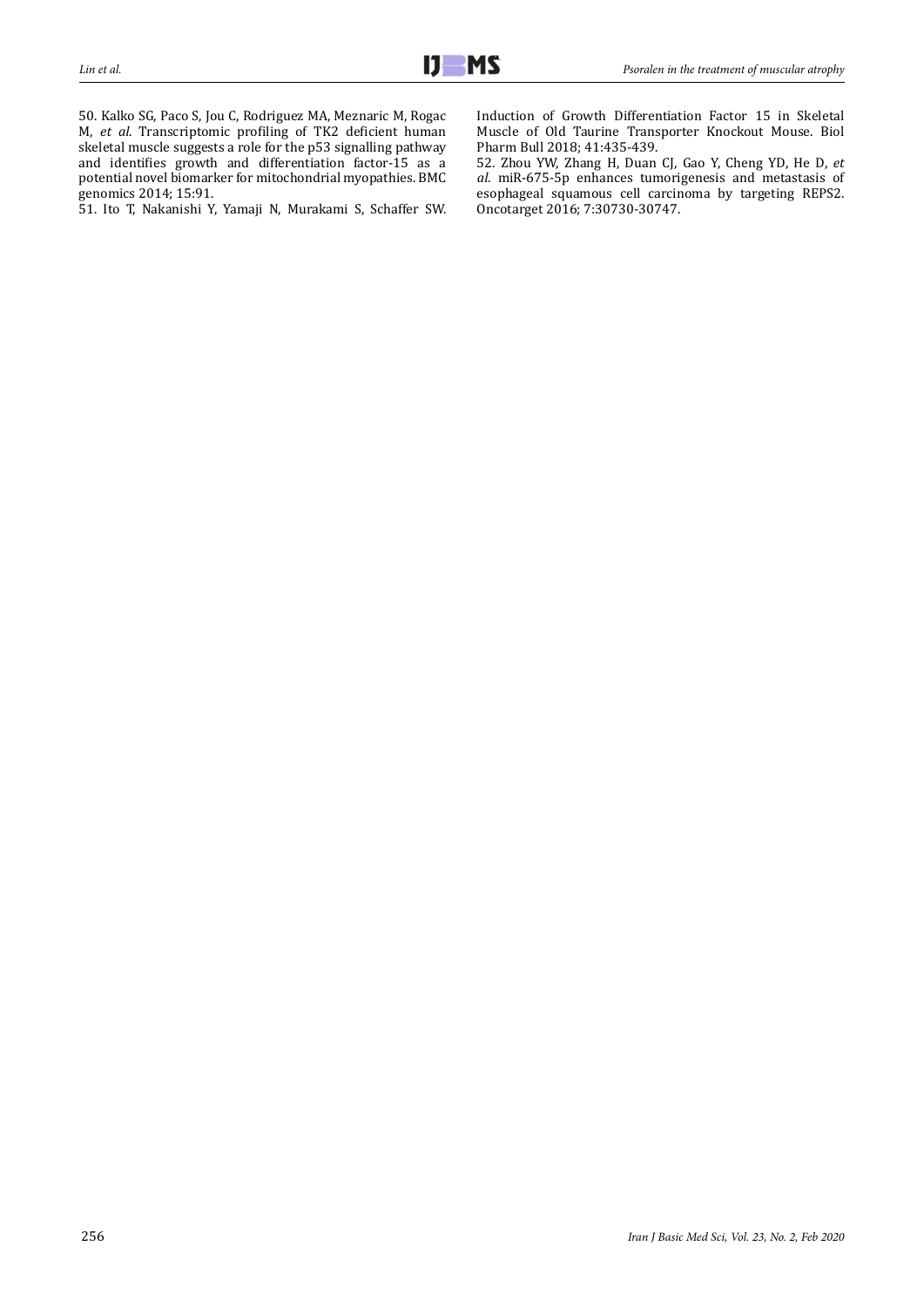50. Kalko SG, Paco S, Jou C, Rodriguez MA, Meznaric M, Rogac M, *et al*. Transcriptomic profiling of TK2 deficient human skeletal muscle suggests a role for the p53 signalling pathway and identifies growth and differentiation factor-15 as a potential novel biomarker for mitochondrial myopathies. BMC genomics 2014; 15:91.

51. Ito T, Nakanishi Y, Yamaji N, Murakami S, Schaffer SW. Induction of Growth Differentiation Factor 15 in Skeletal Muscle of Old Taurine Transporter Knockout Mouse. Biol Pharm Bull 2018; 41:435-439.

52. Zhou YW, Zhang H, Duan CJ, Gao Y, Cheng YD, He D, *et al*. miR-675-5p enhances tumorigenesis and metastasis of esophageal squamous cell carcinoma by targeting REPS2. Oncotarget 2016; 7:30730-30747.